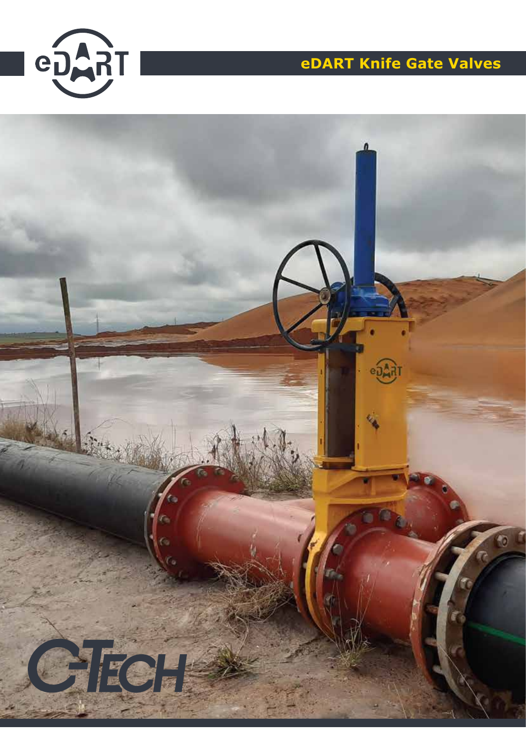# eDART Knife Gate Valves

C-TECH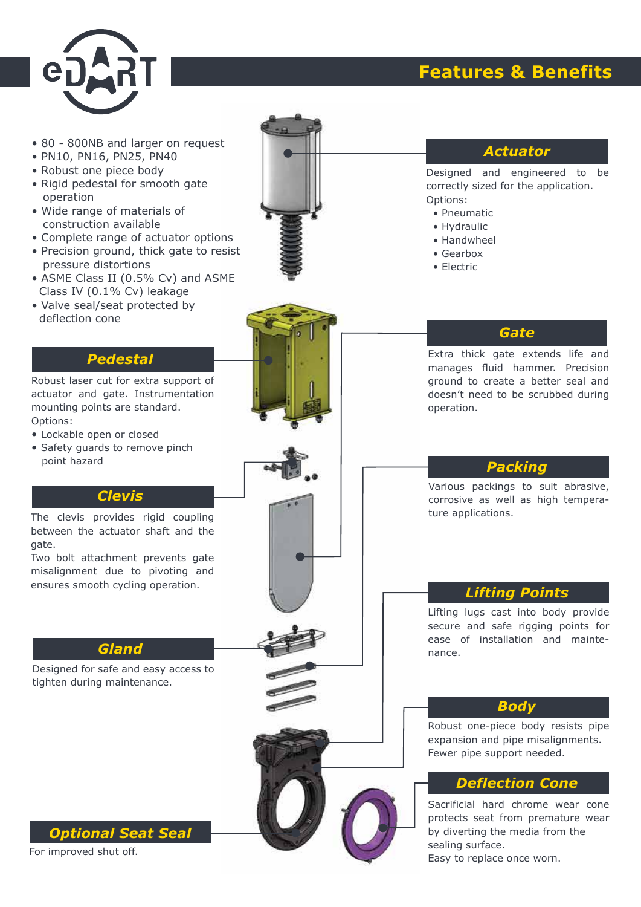# Features & Benefits

- 80 - 800NB and larger on request
- PN10, PN16, PN25, PN40
- Robust one piece body
- Rigid pedestal for smooth gate operation
- Wide range of materials of construction available
- Complete range of actuator options
- Precision ground, thick gate to resist pressure distortions
- ASME Class II (0.5% Cv) and ASME Class IV (0.1% Cv) leakage
- Valve seal/seat protected by deflection cone

## Actuator

Designed and engineered to be correctly sized for the application.
Options:

- Pneumatic
- Hydraulic
- Handwheel
- Gearbox
- Electric

## Pedestal

Robust laser cut for extra support of actuator and gate. Instrumentation mounting points are standard.
Options:

- Lockable open or closed
- Safety guards to remove pinch point hazard

## Gate

Extra thick gate extends life and manages fluid hammer. Precision ground to create a better seal and doesn't need to be scrubbed during operation.

## Clevis

The clevis provides rigid coupling between the actuator shaft and the gate.
Two bolt attachment prevents gate misalignment due to pivoting and ensures smooth cycling operation.

## Packing

Various packings to suit abrasive, corrosive as well as high temperature applications.

## Lifting Points

Lifting lugs cast into body provide secure and safe rigging points for ease of installation and maintenance.

## Gland

Designed for safe and easy access to tighten during maintenance.

## Body

Robust one-piece body resists pipe expansion and pipe misalignments. Fewer pipe support needed.

## Deflection Cone

Sacrificial hard chrome wear cone protects seat from premature wear by diverting the media from the sealing surface.
Easy to replace once worn.

## Optional Seat Seal

For improved shut off.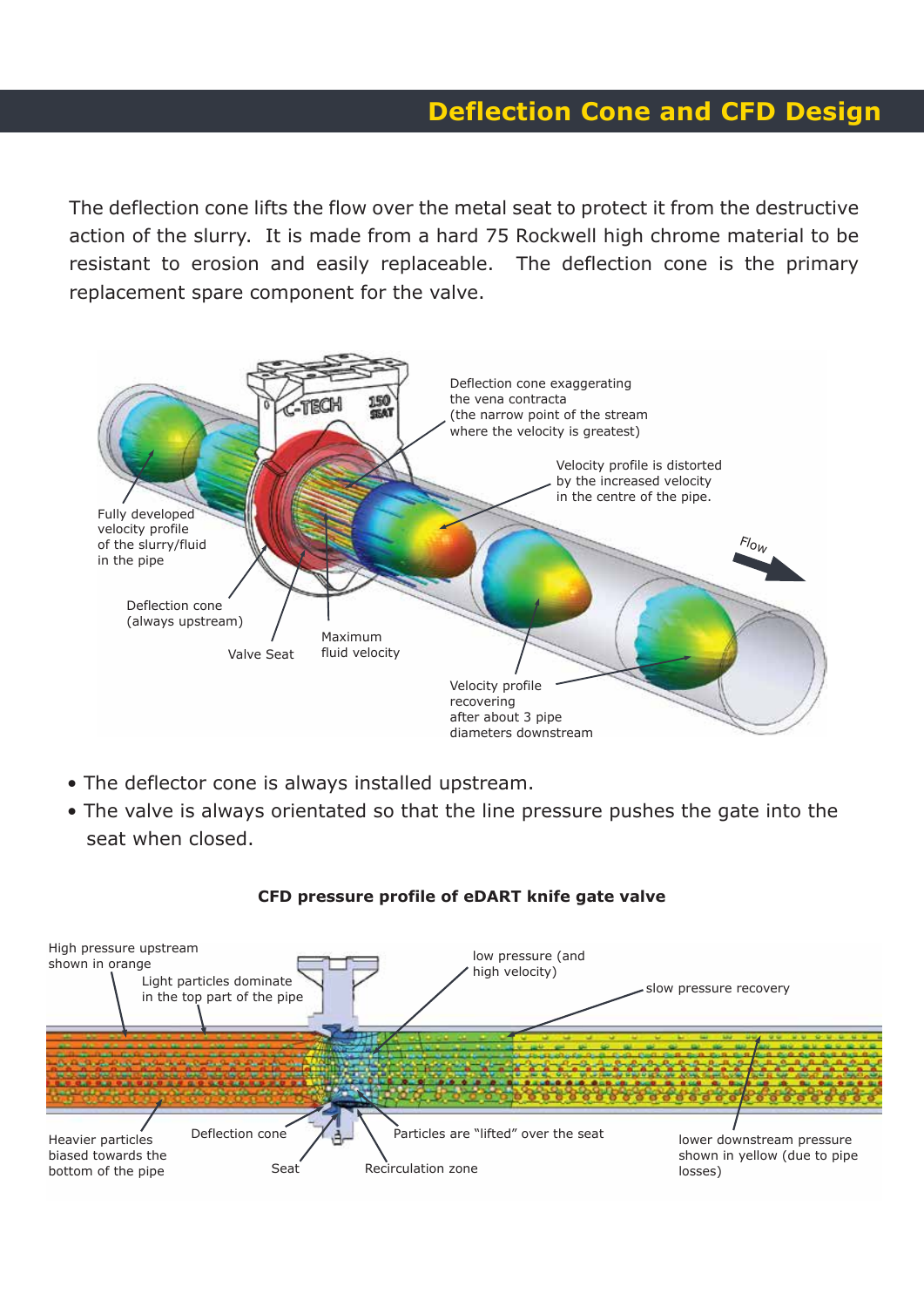# Deflection Cone and CFD Design

The deflection cone lifts the flow over the metal seat to protect it from the destructive action of the slurry. It is made from a hard 75 Rockwell high chrome material to be resistant to erosion and easily replaceable. The deflection cone is the primary replacement spare component for the valve.

Deflection cone exaggerating the vena contracta (the narrow point of the stream where the velocity is greatest)

Velocity profile is distorted by the increased velocity in the centre of the pipe.

Flow

Fully developed velocity profile of the slurry/fluid in the pipe

Deflection cone (always upstream)

Valve Seat

Maximum fluid velocity

Velocity profile recovering after about 3 pipe diameters downstream

- The deflector cone is always installed upstream.
- The valve is always orientated so that the line pressure pushes the gate into the seat when closed.

**CFD pressure profile of eDART knife gate valve**

High pressure upstream shown in orange

Light particles dominate in the top part of the pipe

low pressure (and high velocity)

slow pressure recovery

Heavier particles biased towards the bottom of the pipe

Deflection cone

Seat

Particles are "lifted" over the seat

Recirculation zone

lower downstream pressure shown in yellow (due to pipe losses)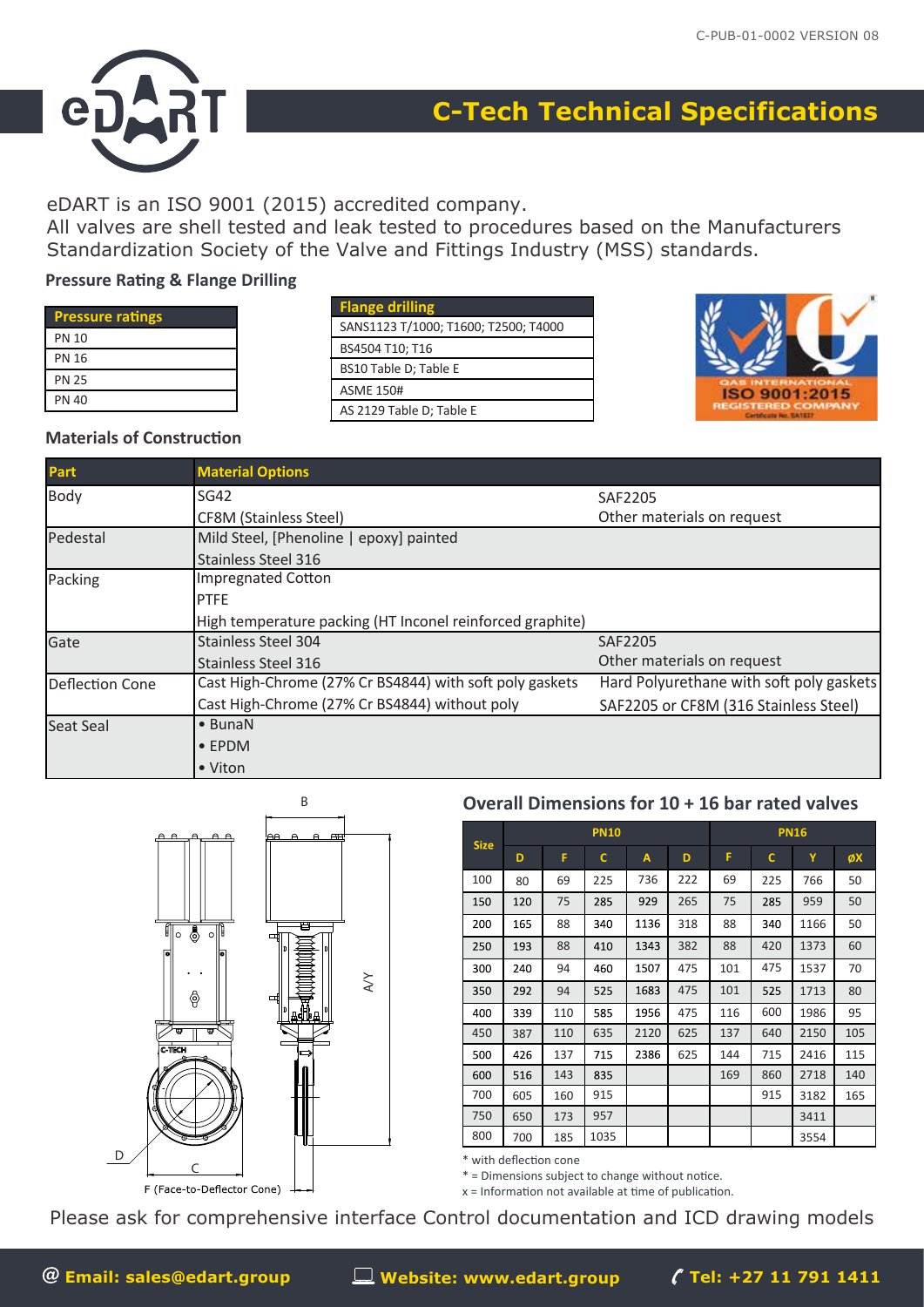# C-Tech Technical Specifications

eDART is an ISO 9001 (2015) accredited company.
All valves are shell tested and leak tested to procedures based on the Manufacturers Standardization Society of the Valve and Fittings Industry (MSS) standards.

### Pressure Rating & Flange Drilling

| Pressure ratings |
|---|
| PN 10 |
| PN 16 |
| PN 25 |
| PN 40 |

| Flange drilling |
|---|
| SANS1123 T/1000; T1600; T2500; T4000 |
| BS4504 T10; T16 |
| BS10 Table D; Table E |
| ASME 150# |
| AS 2129 Table D; Table E |

QAS INTERNATIONAL
ISO 9001:2015
REGISTERED COMPANY

### Materials of Construction

| Part | Material Options | |
|---|---|---|
| Body | SG42 | SAF2205 |
| | CF8M (Stainless Steel) | Other materials on request |
| Pedestal | Mild Steel, [Phenoline \| epoxy] painted | |
| | Stainless Steel 316 | |
| Packing | Impregnated Cotton | |
| | PTFE | |
| | High temperature packing (HT Inconel reinforced graphite) | |
| Gate | Stainless Steel 304 | SAF2205 |
| | Stainless Steel 316 | Other materials on request |
| Deflection Cone | Cast High-Chrome (27% Cr BS4844) with soft poly gaskets | Hard Polyurethane with soft poly gaskets |
| | Cast High-Chrome (27% Cr BS4844) without poly | SAF2205 or CF8M (316 Stainless Steel) |
| Seat Seal | • BunaN | |
| | • EPDM | |
| | • Viton | |

B
A/Y
D
C
F (Face-to-Deflector Cone)

### Overall Dimensions for 10 + 16 bar rated valves

| Size | PN10 | | | | | PN16 | | | |
|---|---|---|---|---|---|---|---|---|---|
| | D | F | C | A | D | F | C | Y | øX |
| 100 | 80 | 69 | 225 | 736 | 222 | 69 | 225 | 766 | 50 |
| 150 | 120 | 75 | 285 | 929 | 265 | 75 | 285 | 959 | 50 |
| 200 | 165 | 88 | 340 | 1136 | 318 | 88 | 340 | 1166 | 50 |
| 250 | 193 | 88 | 410 | 1343 | 382 | 88 | 420 | 1373 | 60 |
| 300 | 240 | 94 | 460 | 1507 | 475 | 101 | 475 | 1537 | 70 |
| 350 | 292 | 94 | 525 | 1683 | 475 | 101 | 525 | 1713 | 80 |
| 400 | 339 | 110 | 585 | 1956 | 475 | 116 | 600 | 1986 | 95 |
| 450 | 387 | 110 | 635 | 2120 | 625 | 137 | 640 | 2150 | 105 |
| 500 | 426 | 137 | 715 | 2386 | 625 | 144 | 715 | 2416 | 115 |
| 600 | 516 | 143 | 835 | | | 169 | 860 | 2718 | 140 |
| 700 | 605 | 160 | 915 | | | | 915 | 3182 | 165 |
| 750 | 650 | 173 | 957 | | | | | 3411 | |
| 800 | 700 | 185 | 1035 | | | | | 3554 | |

* with deflection cone
* = Dimensions subject to change without notice.
x = Information not available at time of publication.

Please ask for comprehensive interface Control documentation and ICD drawing models

Email: sales@edart.group Website: www.edart.group Tel: +27 11 791 1411